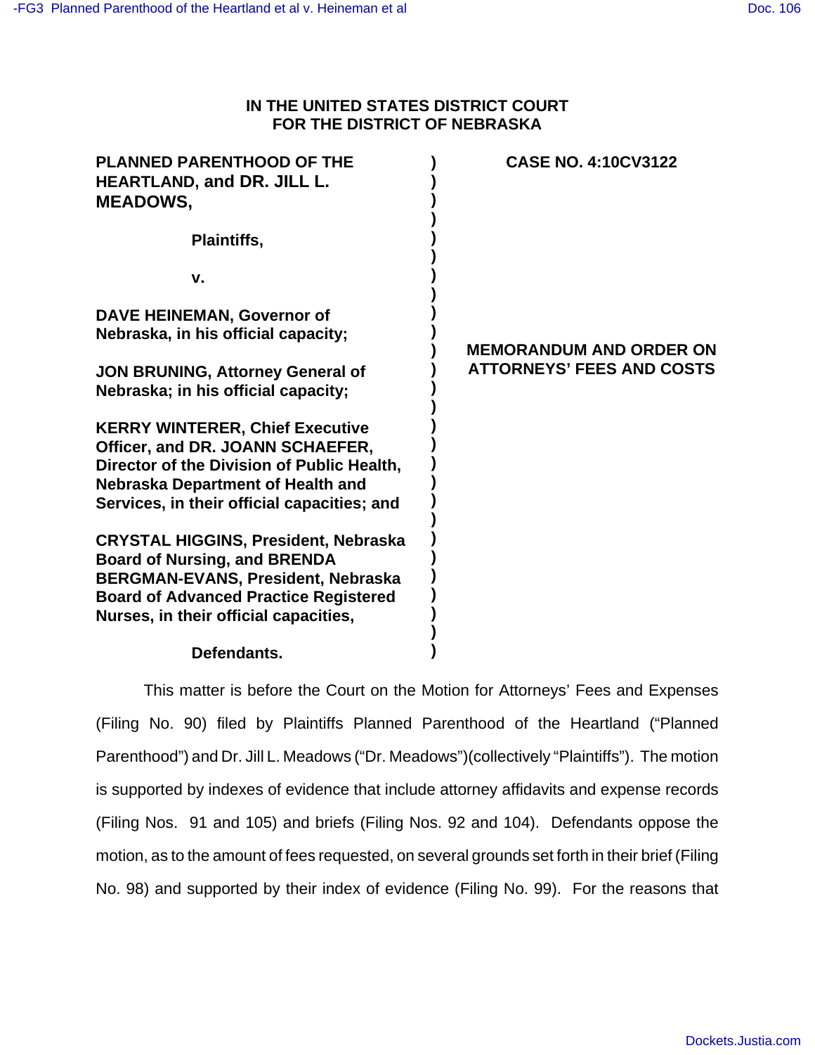**IN THE UNITED STATES DISTRICT COURT**
**FOR THE DISTRICT OF NEBRASKA**

| | | |
|---|---|---|
| **PLANNED PARENTHOOD OF THE HEARTLAND, and DR. JILL L. MEADOWS,**<br><br>**Plaintiffs,**<br><br>**v.**<br><br>**DAVE HEINEMAN, Governor of Nebraska, in his official capacity;**<br><br>**JON BRUNING, Attorney General of Nebraska; in his official capacity;**<br><br>**KERRY WINTERER, Chief Executive Officer, and DR. JOANN SCHAEFER, Director of the Division of Public Health, Nebraska Department of Health and Services, in their official capacities; and**<br><br>**CRYSTAL HIGGINS, President, Nebraska Board of Nursing, and BRENDA BERGMAN-EVANS, President, Nebraska Board of Advanced Practice Registered Nurses, in their official capacities,**<br><br>**Defendants.** | ) | **CASE NO. 4:10CV3122**<br><br>**MEMORANDUM AND ORDER ON ATTORNEYS' FEES AND COSTS** |

This matter is before the Court on the Motion for Attorneys' Fees and Expenses (Filing No. 90) filed by Plaintiffs Planned Parenthood of the Heartland ("Planned Parenthood") and Dr. Jill L. Meadows ("Dr. Meadows")(collectively "Plaintiffs"). The motion is supported by indexes of evidence that include attorney affidavits and expense records (Filing Nos. 91 and 105) and briefs (Filing Nos. 92 and 104). Defendants oppose the motion, as to the amount of fees requested, on several grounds set forth in their brief (Filing No. 98) and supported by their index of evidence (Filing No. 99). For the reasons that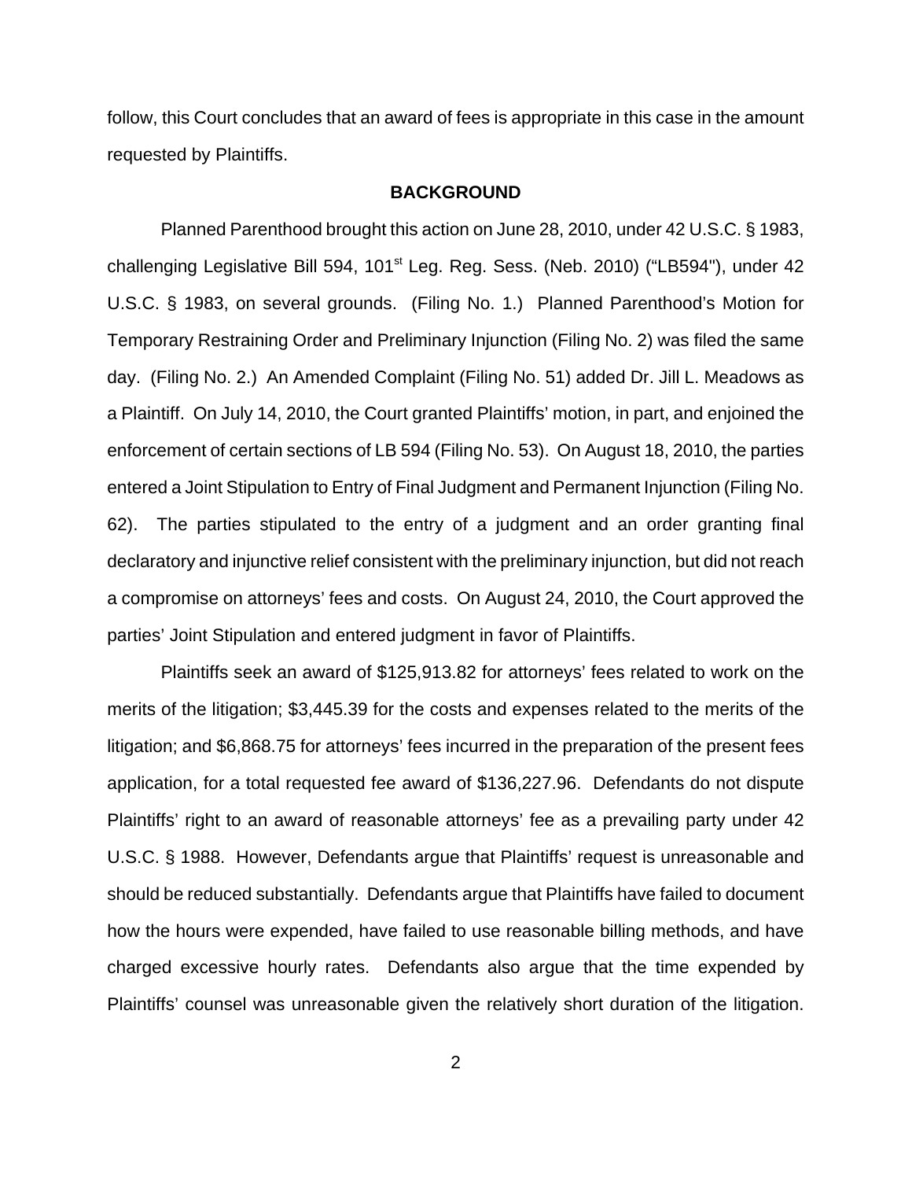follow, this Court concludes that an award of fees is appropriate in this case in the amount requested by Plaintiffs.

## BACKGROUND

Planned Parenthood brought this action on June 28, 2010, under 42 U.S.C. § 1983, challenging Legislative Bill 594, 101[st] Leg. Reg. Sess. (Neb. 2010) ("LB594"), under 42 U.S.C. § 1983, on several grounds. (Filing No. 1.) Planned Parenthood's Motion for Temporary Restraining Order and Preliminary Injunction (Filing No. 2) was filed the same day. (Filing No. 2.) An Amended Complaint (Filing No. 51) added Dr. Jill L. Meadows as a Plaintiff. On July 14, 2010, the Court granted Plaintiffs' motion, in part, and enjoined the enforcement of certain sections of LB 594 (Filing No. 53). On August 18, 2010, the parties entered a Joint Stipulation to Entry of Final Judgment and Permanent Injunction (Filing No. 62). The parties stipulated to the entry of a judgment and an order granting final declaratory and injunctive relief consistent with the preliminary injunction, but did not reach a compromise on attorneys' fees and costs. On August 24, 2010, the Court approved the parties' Joint Stipulation and entered judgment in favor of Plaintiffs.

Plaintiffs seek an award of $125,913.82 for attorneys' fees related to work on the merits of the litigation; $3,445.39 for the costs and expenses related to the merits of the litigation; and $6,868.75 for attorneys' fees incurred in the preparation of the present fees application, for a total requested fee award of $136,227.96. Defendants do not dispute Plaintiffs' right to an award of reasonable attorneys' fee as a prevailing party under 42 U.S.C. § 1988. However, Defendants argue that Plaintiffs' request is unreasonable and should be reduced substantially. Defendants argue that Plaintiffs have failed to document how the hours were expended, have failed to use reasonable billing methods, and have charged excessive hourly rates. Defendants also argue that the time expended by Plaintiffs' counsel was unreasonable given the relatively short duration of the litigation.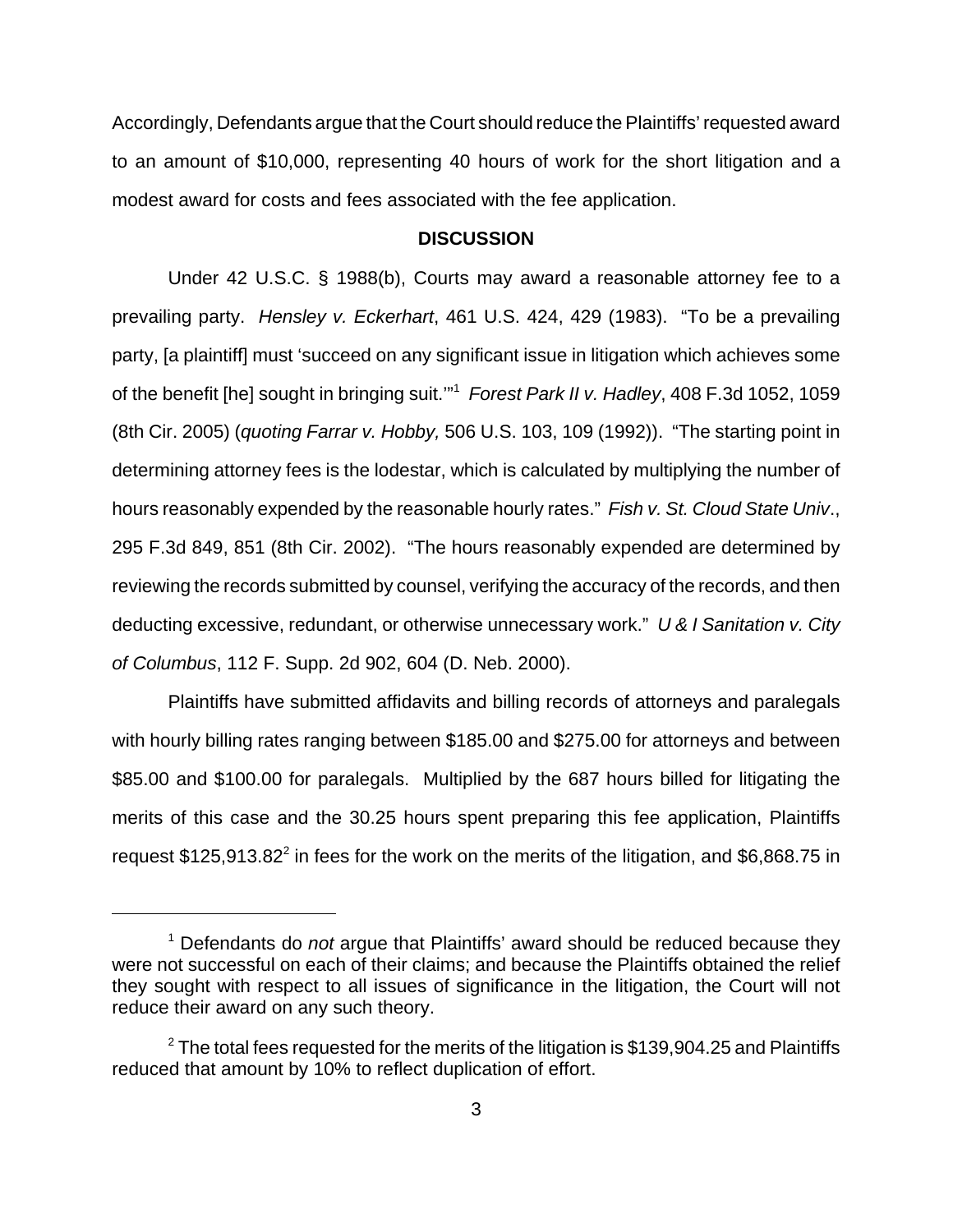Accordingly, Defendants argue that the Court should reduce the Plaintiffs' requested award to an amount of $10,000, representing 40 hours of work for the short litigation and a modest award for costs and fees associated with the fee application.

## DISCUSSION

Under 42 U.S.C. § 1988(b), Courts may award a reasonable attorney fee to a prevailing party. *Hensley v. Eckerhart*, 461 U.S. 424, 429 (1983). "To be a prevailing party, [a plaintiff] must 'succeed on any significant issue in litigation which achieves some of the benefit [he] sought in bringing suit.'"[1] *Forest Park II v. Hadley*, 408 F.3d 1052, 1059 (8th Cir. 2005) (*quoting Farrar v. Hobby,* 506 U.S. 103, 109 (1992)). "The starting point in determining attorney fees is the lodestar, which is calculated by multiplying the number of hours reasonably expended by the reasonable hourly rates." *Fish v. St. Cloud State Univ*., 295 F.3d 849, 851 (8th Cir. 2002). "The hours reasonably expended are determined by reviewing the records submitted by counsel, verifying the accuracy of the records, and then deducting excessive, redundant, or otherwise unnecessary work." *U & I Sanitation v. City of Columbus*, 112 F. Supp. 2d 902, 604 (D. Neb. 2000).

Plaintiffs have submitted affidavits and billing records of attorneys and paralegals with hourly billing rates ranging between $185.00 and $275.00 for attorneys and between $85.00 and $100.00 for paralegals. Multiplied by the 687 hours billed for litigating the merits of this case and the 30.25 hours spent preparing this fee application, Plaintiffs request $125,913.82[2] in fees for the work on the merits of the litigation, and $6,868.75 in

---

[1] Defendants do *not* argue that Plaintiffs' award should be reduced because they were not successful on each of their claims; and because the Plaintiffs obtained the relief they sought with respect to all issues of significance in the litigation, the Court will not reduce their award on any such theory.

[2] The total fees requested for the merits of the litigation is $139,904.25 and Plaintiffs reduced that amount by 10% to reflect duplication of effort.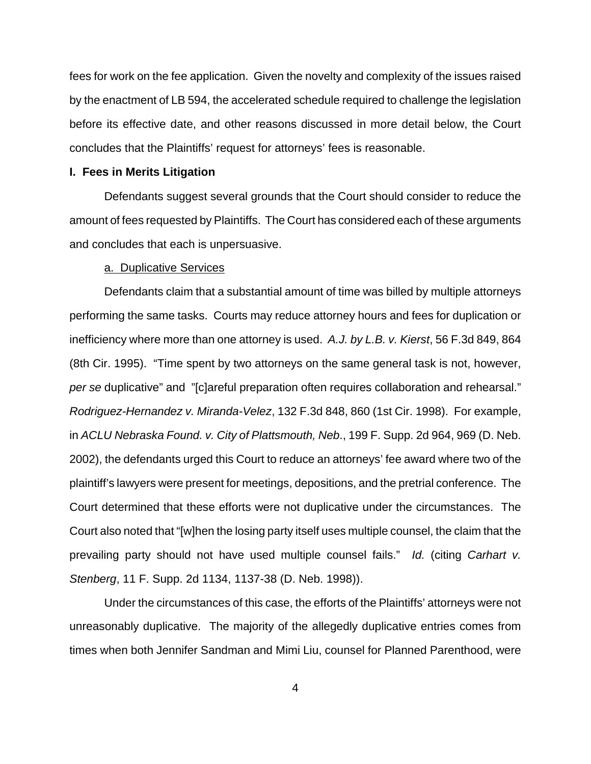fees for work on the fee application. Given the novelty and complexity of the issues raised by the enactment of LB 594, the accelerated schedule required to challenge the legislation before its effective date, and other reasons discussed in more detail below, the Court concludes that the Plaintiffs' request for attorneys' fees is reasonable.

**I. Fees in Merits Litigation**

Defendants suggest several grounds that the Court should consider to reduce the amount of fees requested by Plaintiffs. The Court has considered each of these arguments and concludes that each is unpersuasive.

a. Duplicative Services

Defendants claim that a substantial amount of time was billed by multiple attorneys performing the same tasks. Courts may reduce attorney hours and fees for duplication or inefficiency where more than one attorney is used. *A.J. by L.B. v. Kierst*, 56 F.3d 849, 864 (8th Cir. 1995). "Time spent by two attorneys on the same general task is not, however, *per se* duplicative" and "[c]areful preparation often requires collaboration and rehearsal." *Rodriguez-Hernandez v. Miranda-Velez*, 132 F.3d 848, 860 (1st Cir. 1998). For example, in *ACLU Nebraska Found. v. City of Plattsmouth, Neb*., 199 F. Supp. 2d 964, 969 (D. Neb. 2002), the defendants urged this Court to reduce an attorneys' fee award where two of the plaintiff's lawyers were present for meetings, depositions, and the pretrial conference. The Court determined that these efforts were not duplicative under the circumstances. The Court also noted that "[w]hen the losing party itself uses multiple counsel, the claim that the prevailing party should not have used multiple counsel fails." *Id.* (citing *Carhart v. Stenberg*, 11 F. Supp. 2d 1134, 1137-38 (D. Neb. 1998)).

Under the circumstances of this case, the efforts of the Plaintiffs' attorneys were not unreasonably duplicative. The majority of the allegedly duplicative entries comes from times when both Jennifer Sandman and Mimi Liu, counsel for Planned Parenthood, were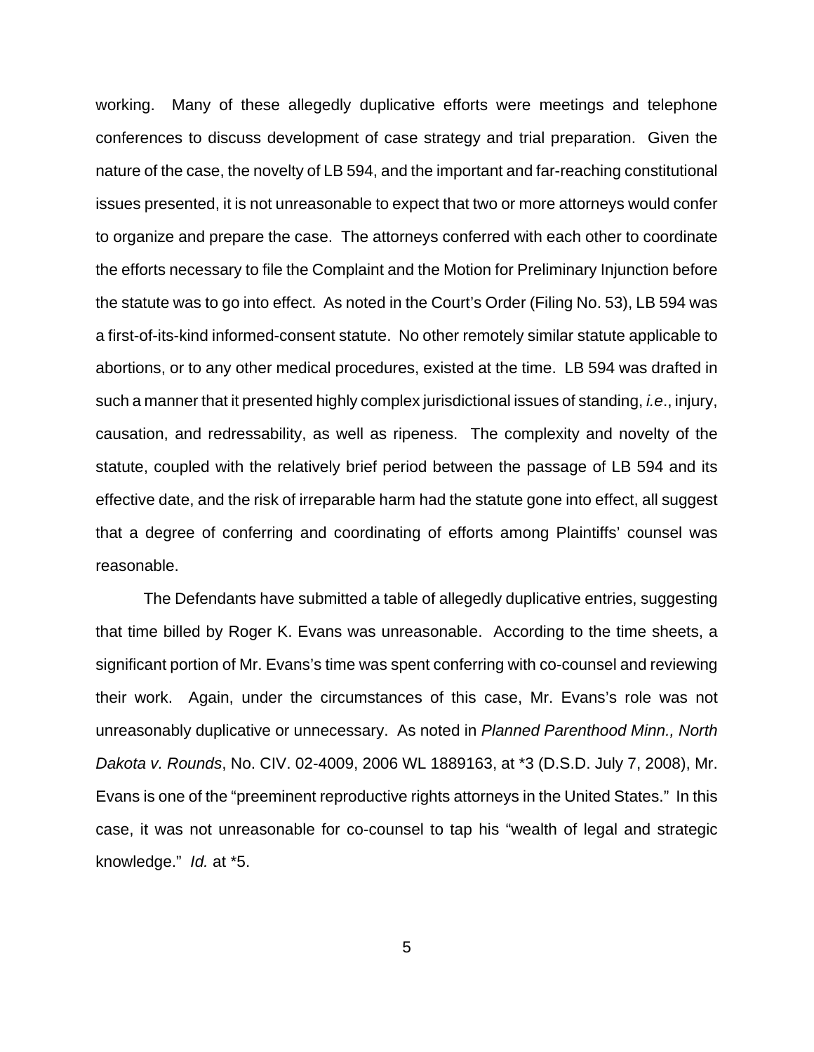working. Many of these allegedly duplicative efforts were meetings and telephone conferences to discuss development of case strategy and trial preparation. Given the nature of the case, the novelty of LB 594, and the important and far-reaching constitutional issues presented, it is not unreasonable to expect that two or more attorneys would confer to organize and prepare the case. The attorneys conferred with each other to coordinate the efforts necessary to file the Complaint and the Motion for Preliminary Injunction before the statute was to go into effect. As noted in the Court's Order (Filing No. 53), LB 594 was a first-of-its-kind informed-consent statute. No other remotely similar statute applicable to abortions, or to any other medical procedures, existed at the time. LB 594 was drafted in such a manner that it presented highly complex jurisdictional issues of standing, *i.e.*, injury, causation, and redressability, as well as ripeness. The complexity and novelty of the statute, coupled with the relatively brief period between the passage of LB 594 and its effective date, and the risk of irreparable harm had the statute gone into effect, all suggest that a degree of conferring and coordinating of efforts among Plaintiffs' counsel was reasonable.

The Defendants have submitted a table of allegedly duplicative entries, suggesting that time billed by Roger K. Evans was unreasonable. According to the time sheets, a significant portion of Mr. Evans's time was spent conferring with co-counsel and reviewing their work. Again, under the circumstances of this case, Mr. Evans's role was not unreasonably duplicative or unnecessary. As noted in *Planned Parenthood Minn., North Dakota v. Rounds*, No. CIV. 02-4009, 2006 WL 1889163, at *3 (D.S.D. July 7, 2008), Mr. Evans is one of the "preeminent reproductive rights attorneys in the United States." In this case, it was not unreasonable for co-counsel to tap his "wealth of legal and strategic knowledge." *Id.* at *5.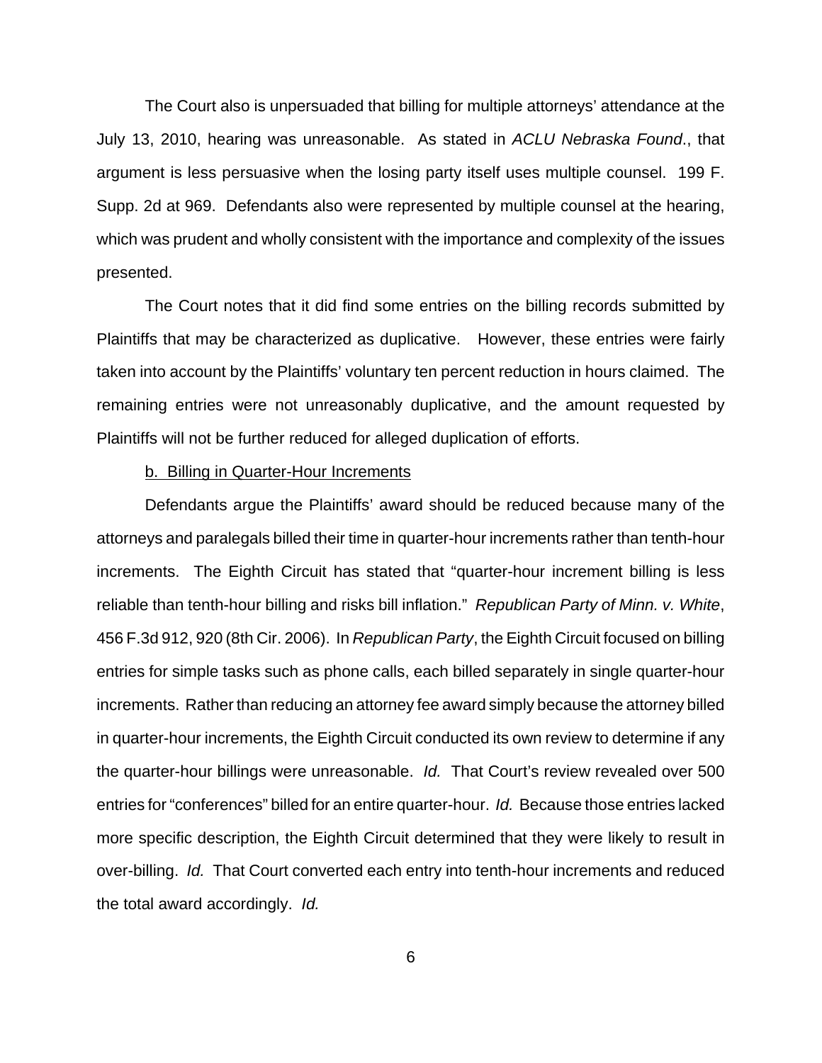The Court also is unpersuaded that billing for multiple attorneys' attendance at the July 13, 2010, hearing was unreasonable. As stated in *ACLU Nebraska Found.*, that argument is less persuasive when the losing party itself uses multiple counsel. 199 F. Supp. 2d at 969. Defendants also were represented by multiple counsel at the hearing, which was prudent and wholly consistent with the importance and complexity of the issues presented.

The Court notes that it did find some entries on the billing records submitted by Plaintiffs that may be characterized as duplicative. However, these entries were fairly taken into account by the Plaintiffs' voluntary ten percent reduction in hours claimed. The remaining entries were not unreasonably duplicative, and the amount requested by Plaintiffs will not be further reduced for alleged duplication of efforts.

<u>b. Billing in Quarter-Hour Increments</u>

Defendants argue the Plaintiffs' award should be reduced because many of the attorneys and paralegals billed their time in quarter-hour increments rather than tenth-hour increments. The Eighth Circuit has stated that "quarter-hour increment billing is less reliable than tenth-hour billing and risks bill inflation." *Republican Party of Minn. v. White*, 456 F.3d 912, 920 (8th Cir. 2006). In *Republican Party*, the Eighth Circuit focused on billing entries for simple tasks such as phone calls, each billed separately in single quarter-hour increments. Rather than reducing an attorney fee award simply because the attorney billed in quarter-hour increments, the Eighth Circuit conducted its own review to determine if any the quarter-hour billings were unreasonable. *Id.* That Court's review revealed over 500 entries for "conferences" billed for an entire quarter-hour. *Id.* Because those entries lacked more specific description, the Eighth Circuit determined that they were likely to result in over-billing. *Id.* That Court converted each entry into tenth-hour increments and reduced the total award accordingly. *Id.*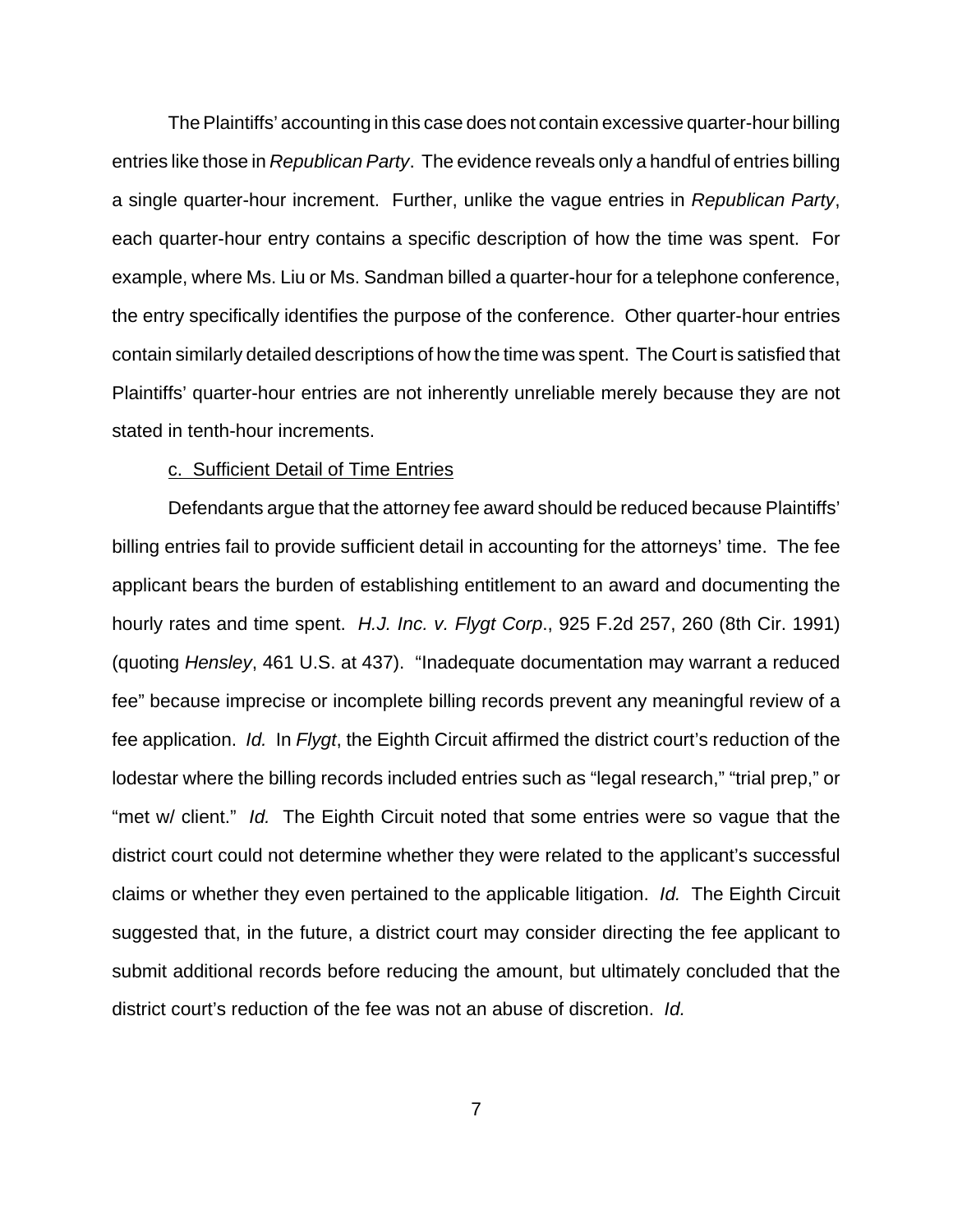The Plaintiffs' accounting in this case does not contain excessive quarter-hour billing entries like those in *Republican Party*. The evidence reveals only a handful of entries billing a single quarter-hour increment. Further, unlike the vague entries in *Republican Party*, each quarter-hour entry contains a specific description of how the time was spent. For example, where Ms. Liu or Ms. Sandman billed a quarter-hour for a telephone conference, the entry specifically identifies the purpose of the conference. Other quarter-hour entries contain similarly detailed descriptions of how the time was spent. The Court is satisfied that Plaintiffs' quarter-hour entries are not inherently unreliable merely because they are not stated in tenth-hour increments.

<u>c. Sufficient Detail of Time Entries</u>

Defendants argue that the attorney fee award should be reduced because Plaintiffs' billing entries fail to provide sufficient detail in accounting for the attorneys' time. The fee applicant bears the burden of establishing entitlement to an award and documenting the hourly rates and time spent. *H.J. Inc. v. Flygt Corp*., 925 F.2d 257, 260 (8th Cir. 1991) (quoting *Hensley*, 461 U.S. at 437). "Inadequate documentation may warrant a reduced fee" because imprecise or incomplete billing records prevent any meaningful review of a fee application. *Id.* In *Flygt*, the Eighth Circuit affirmed the district court's reduction of the lodestar where the billing records included entries such as "legal research," "trial prep," or "met w/ client." *Id.* The Eighth Circuit noted that some entries were so vague that the district court could not determine whether they were related to the applicant's successful claims or whether they even pertained to the applicable litigation. *Id.* The Eighth Circuit suggested that, in the future, a district court may consider directing the fee applicant to submit additional records before reducing the amount, but ultimately concluded that the district court's reduction of the fee was not an abuse of discretion. *Id.*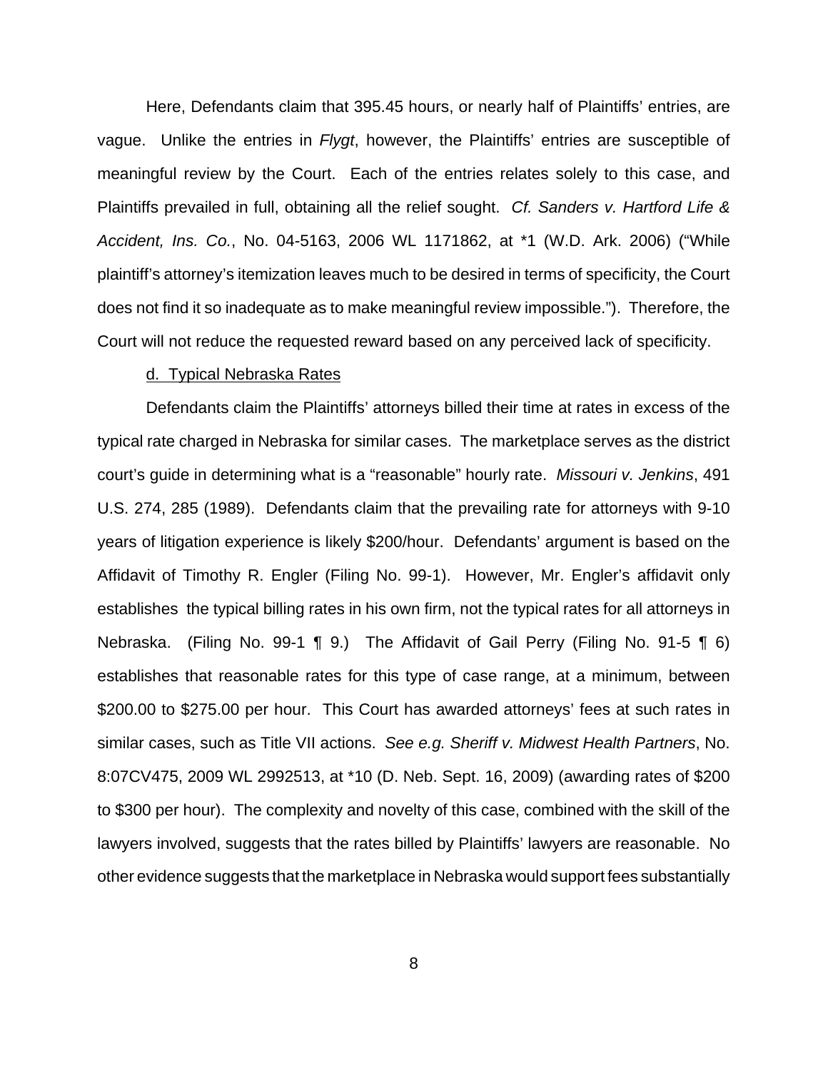Here, Defendants claim that 395.45 hours, or nearly half of Plaintiffs' entries, are vague. Unlike the entries in *Flygt*, however, the Plaintiffs' entries are susceptible of meaningful review by the Court. Each of the entries relates solely to this case, and Plaintiffs prevailed in full, obtaining all the relief sought. *Cf. Sanders v. Hartford Life & Accident, Ins. Co.*, No. 04-5163, 2006 WL 1171862, at *1 (W.D. Ark. 2006) ("While plaintiff's attorney's itemization leaves much to be desired in terms of specificity, the Court does not find it so inadequate as to make meaningful review impossible."). Therefore, the Court will not reduce the requested reward based on any perceived lack of specificity.

d. Typical Nebraska Rates

Defendants claim the Plaintiffs' attorneys billed their time at rates in excess of the typical rate charged in Nebraska for similar cases. The marketplace serves as the district court's guide in determining what is a "reasonable" hourly rate. *Missouri v. Jenkins*, 491 U.S. 274, 285 (1989). Defendants claim that the prevailing rate for attorneys with 9-10 years of litigation experience is likely $200/hour. Defendants' argument is based on the Affidavit of Timothy R. Engler (Filing No. 99-1). However, Mr. Engler's affidavit only establishes the typical billing rates in his own firm, not the typical rates for all attorneys in Nebraska. (Filing No. 99-1 ¶ 9.) The Affidavit of Gail Perry (Filing No. 91-5 ¶ 6) establishes that reasonable rates for this type of case range, at a minimum, between $200.00 to $275.00 per hour. This Court has awarded attorneys' fees at such rates in similar cases, such as Title VII actions. *See e.g. Sheriff v. Midwest Health Partners*, No. 8:07CV475, 2009 WL 2992513, at *10 (D. Neb. Sept. 16, 2009) (awarding rates of $200 to $300 per hour). The complexity and novelty of this case, combined with the skill of the lawyers involved, suggests that the rates billed by Plaintiffs' lawyers are reasonable. No other evidence suggests that the marketplace in Nebraska would support fees substantially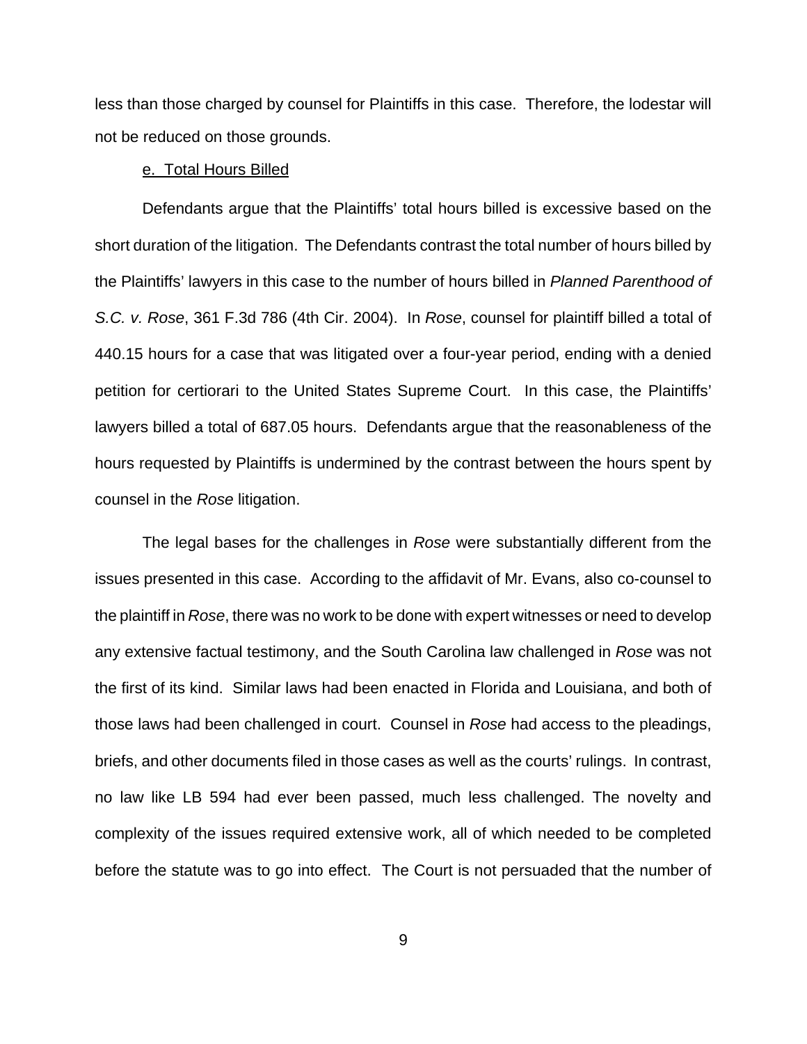less than those charged by counsel for Plaintiffs in this case. Therefore, the lodestar will not be reduced on those grounds.

<u>e. Total Hours Billed</u>

Defendants argue that the Plaintiffs' total hours billed is excessive based on the short duration of the litigation. The Defendants contrast the total number of hours billed by the Plaintiffs' lawyers in this case to the number of hours billed in *Planned Parenthood of S.C. v. Rose*, 361 F.3d 786 (4th Cir. 2004). In *Rose*, counsel for plaintiff billed a total of 440.15 hours for a case that was litigated over a four-year period, ending with a denied petition for certiorari to the United States Supreme Court. In this case, the Plaintiffs' lawyers billed a total of 687.05 hours. Defendants argue that the reasonableness of the hours requested by Plaintiffs is undermined by the contrast between the hours spent by counsel in the *Rose* litigation.

The legal bases for the challenges in *Rose* were substantially different from the issues presented in this case. According to the affidavit of Mr. Evans, also co-counsel to the plaintiff in *Rose*, there was no work to be done with expert witnesses or need to develop any extensive factual testimony, and the South Carolina law challenged in *Rose* was not the first of its kind. Similar laws had been enacted in Florida and Louisiana, and both of those laws had been challenged in court. Counsel in *Rose* had access to the pleadings, briefs, and other documents filed in those cases as well as the courts' rulings. In contrast, no law like LB 594 had ever been passed, much less challenged. The novelty and complexity of the issues required extensive work, all of which needed to be completed before the statute was to go into effect. The Court is not persuaded that the number of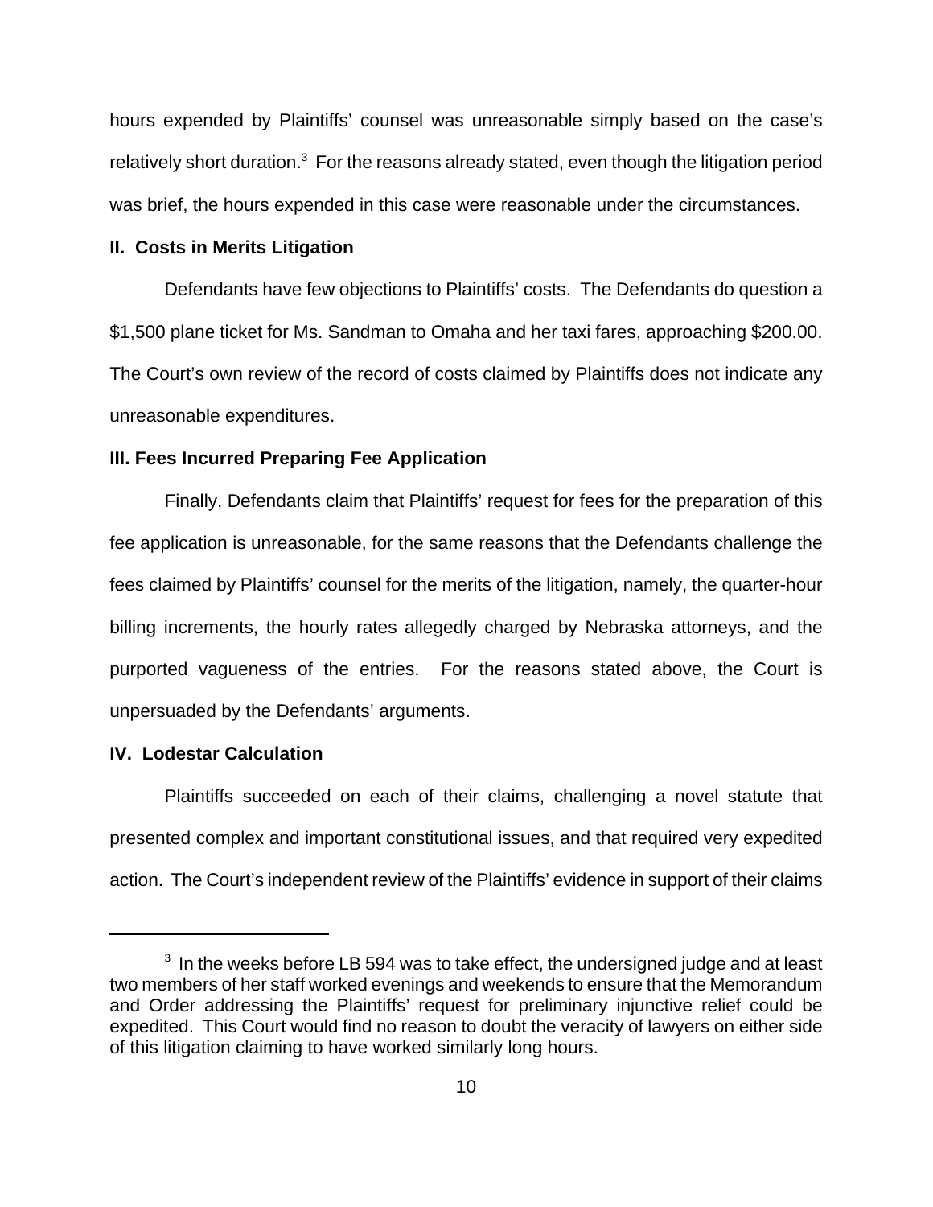hours expended by Plaintiffs' counsel was unreasonable simply based on the case's relatively short duration.[3] For the reasons already stated, even though the litigation period was brief, the hours expended in this case were reasonable under the circumstances.

**II. Costs in Merits Litigation**

Defendants have few objections to Plaintiffs' costs. The Defendants do question a $1,500 plane ticket for Ms. Sandman to Omaha and her taxi fares, approaching $200.00. The Court's own review of the record of costs claimed by Plaintiffs does not indicate any unreasonable expenditures.

**III. Fees Incurred Preparing Fee Application**

Finally, Defendants claim that Plaintiffs' request for fees for the preparation of this fee application is unreasonable, for the same reasons that the Defendants challenge the fees claimed by Plaintiffs' counsel for the merits of the litigation, namely, the quarter-hour billing increments, the hourly rates allegedly charged by Nebraska attorneys, and the purported vagueness of the entries. For the reasons stated above, the Court is unpersuaded by the Defendants' arguments.

**IV. Lodestar Calculation**

Plaintiffs succeeded on each of their claims, challenging a novel statute that presented complex and important constitutional issues, and that required very expedited action. The Court's independent review of the Plaintiffs' evidence in support of their claims

---

[3] In the weeks before LB 594 was to take effect, the undersigned judge and at least two members of her staff worked evenings and weekends to ensure that the Memorandum and Order addressing the Plaintiffs' request for preliminary injunctive relief could be expedited. This Court would find no reason to doubt the veracity of lawyers on either side of this litigation claiming to have worked similarly long hours.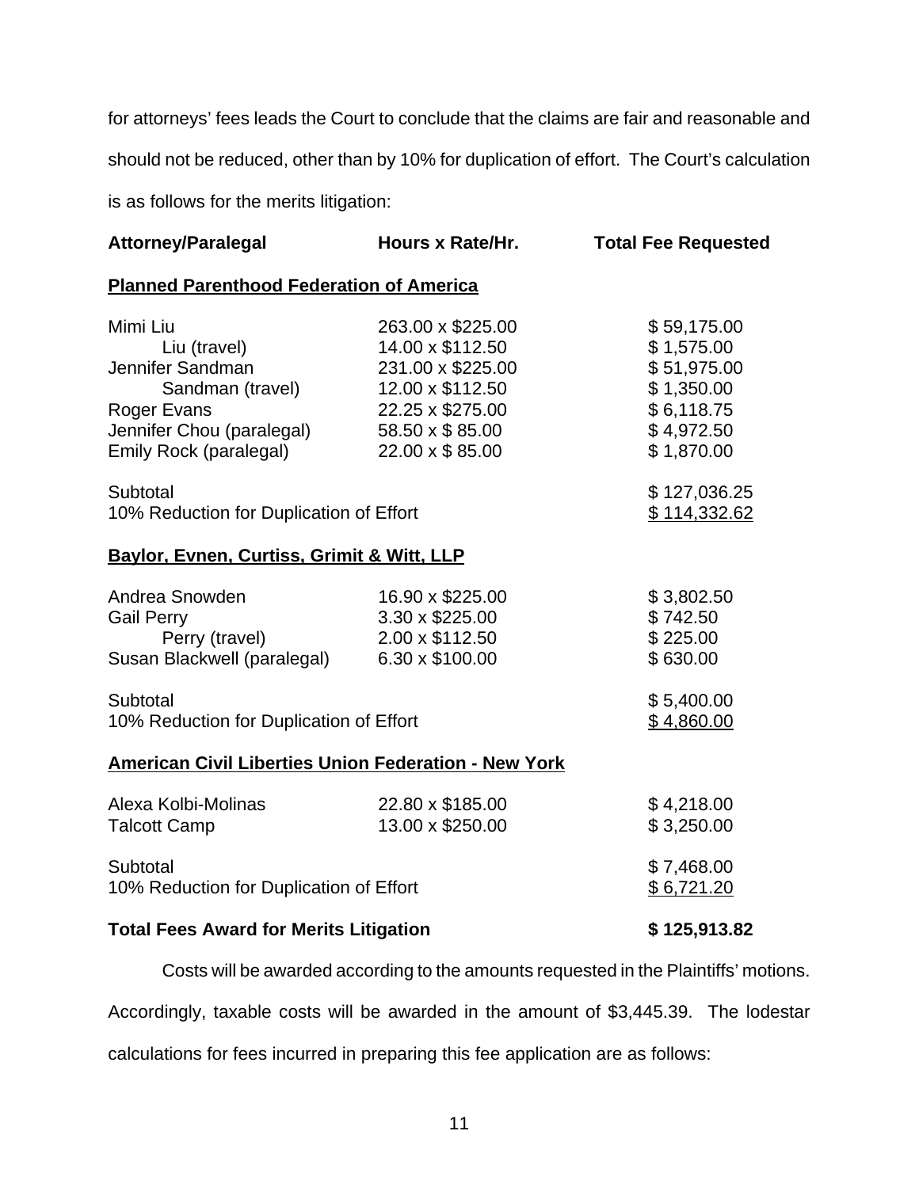for attorneys' fees leads the Court to conclude that the claims are fair and reasonable and should not be reduced, other than by 10% for duplication of effort. The Court's calculation is as follows for the merits litigation:

| Attorney/Paralegal | Hours x Rate/Hr. | Total Fee Requested |
|---|---|---|
| **Planned Parenthood Federation of America** | | |
| Mimi Liu | 263.00 x $225.00 | $ 59,175.00 |
| Liu (travel) | 14.00 x $112.50 | $ 1,575.00 |
| Jennifer Sandman | 231.00 x $225.00 | $ 51,975.00 |
| Sandman (travel) | 12.00 x $112.50 | $ 1,350.00 |
| Roger Evans | 22.25 x $275.00 | $ 6,118.75 |
| Jennifer Chou (paralegal) | 58.50 x $ 85.00 | $ 4,972.50 |
| Emily Rock (paralegal) | 22.00 x $ 85.00 | $ 1,870.00 |
| Subtotal | | $ 127,036.25 |
| 10% Reduction for Duplication of Effort | | $ 114,332.62 |
| **Baylor, Evnen, Curtiss, Grimit & Witt, LLP** | | |
| Andrea Snowden | 16.90 x $225.00 | $ 3,802.50 |
| Gail Perry | 3.30 x $225.00 | $ 742.50 |
| Perry (travel) | 2.00 x $112.50 | $ 225.00 |
| Susan Blackwell (paralegal) | 6.30 x $100.00 | $ 630.00 |
| Subtotal | | $ 5,400.00 |
| 10% Reduction for Duplication of Effort | | $ 4,860.00 |
| **American Civil Liberties Union Federation - New York** | | |
| Alexa Kolbi-Molinas | 22.80 x $185.00 | $ 4,218.00 |
| Talcott Camp | 13.00 x $250.00 | $ 3,250.00 |
| Subtotal | | $ 7,468.00 |
| 10% Reduction for Duplication of Effort | | $ 6,721.20 |
| **Total Fees Award for Merits Litigation** | | **$ 125,913.82** |

Costs will be awarded according to the amounts requested in the Plaintiffs' motions. Accordingly, taxable costs will be awarded in the amount of $3,445.39. The lodestar calculations for fees incurred in preparing this fee application are as follows: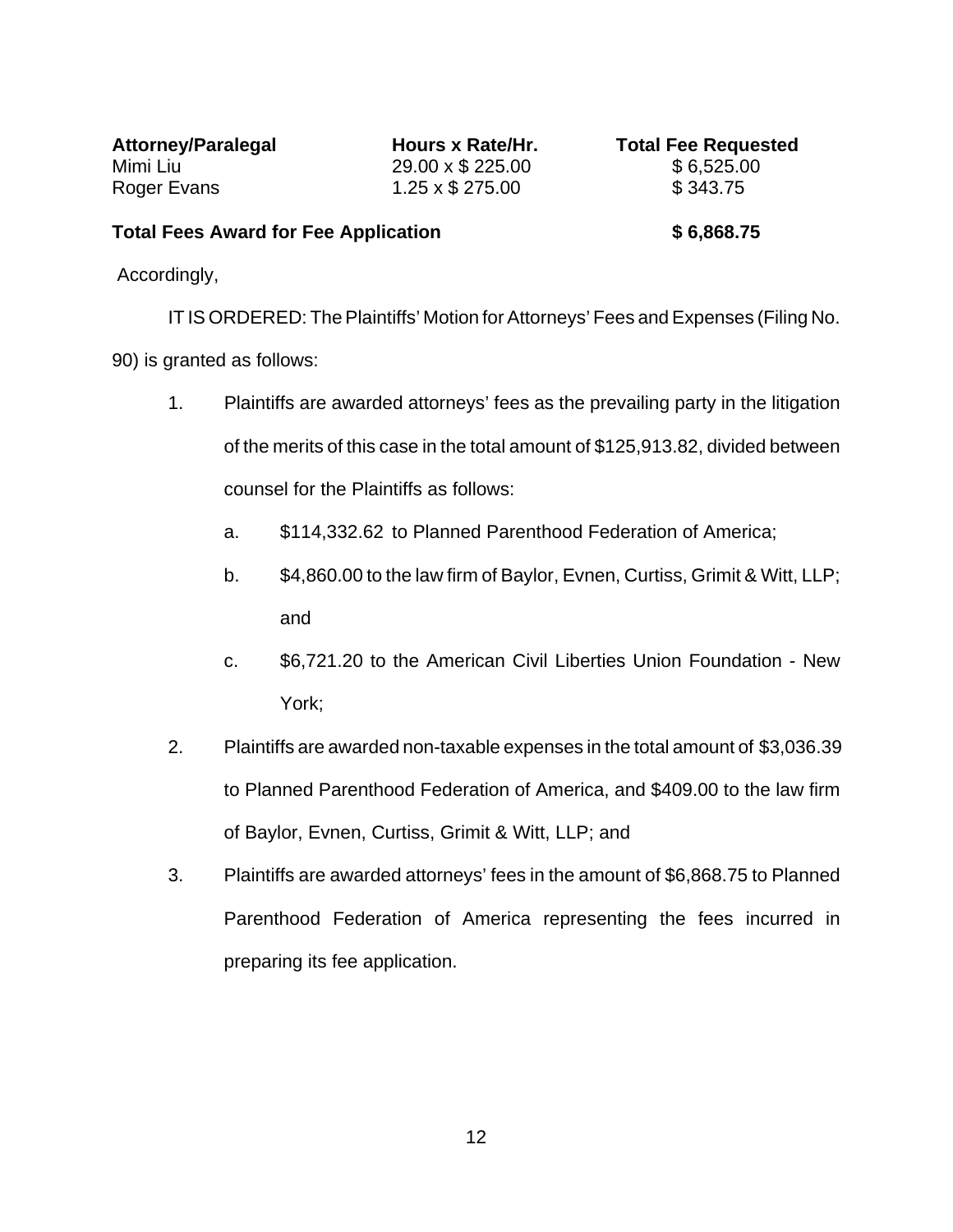| Attorney/Paralegal | Hours x Rate/Hr. | Total Fee Requested |
| --- | --- | --- |
| Mimi Liu | 29.00 x $ 225.00 | $ 6,525.00 |
| Roger Evans | 1.25 x $ 275.00 | $ 343.75 |
| **Total Fees Award for Fee Application** | | **$ 6,868.75** |

Accordingly,

IT IS ORDERED: The Plaintiffs' Motion for Attorneys' Fees and Expenses (Filing No. 90) is granted as follows:

1. Plaintiffs are awarded attorneys' fees as the prevailing party in the litigation of the merits of this case in the total amount of $125,913.82, divided between counsel for the Plaintiffs as follows:
   a. $114,332.62 to Planned Parenthood Federation of America;
   b. $4,860.00 to the law firm of Baylor, Evnen, Curtiss, Grimit & Witt, LLP; and
   c. $6,721.20 to the American Civil Liberties Union Foundation - New York;
2. Plaintiffs are awarded non-taxable expenses in the total amount of $3,036.39 to Planned Parenthood Federation of America, and $409.00 to the law firm of Baylor, Evnen, Curtiss, Grimit & Witt, LLP; and
3. Plaintiffs are awarded attorneys' fees in the amount of $6,868.75 to Planned Parenthood Federation of America representing the fees incurred in preparing its fee application.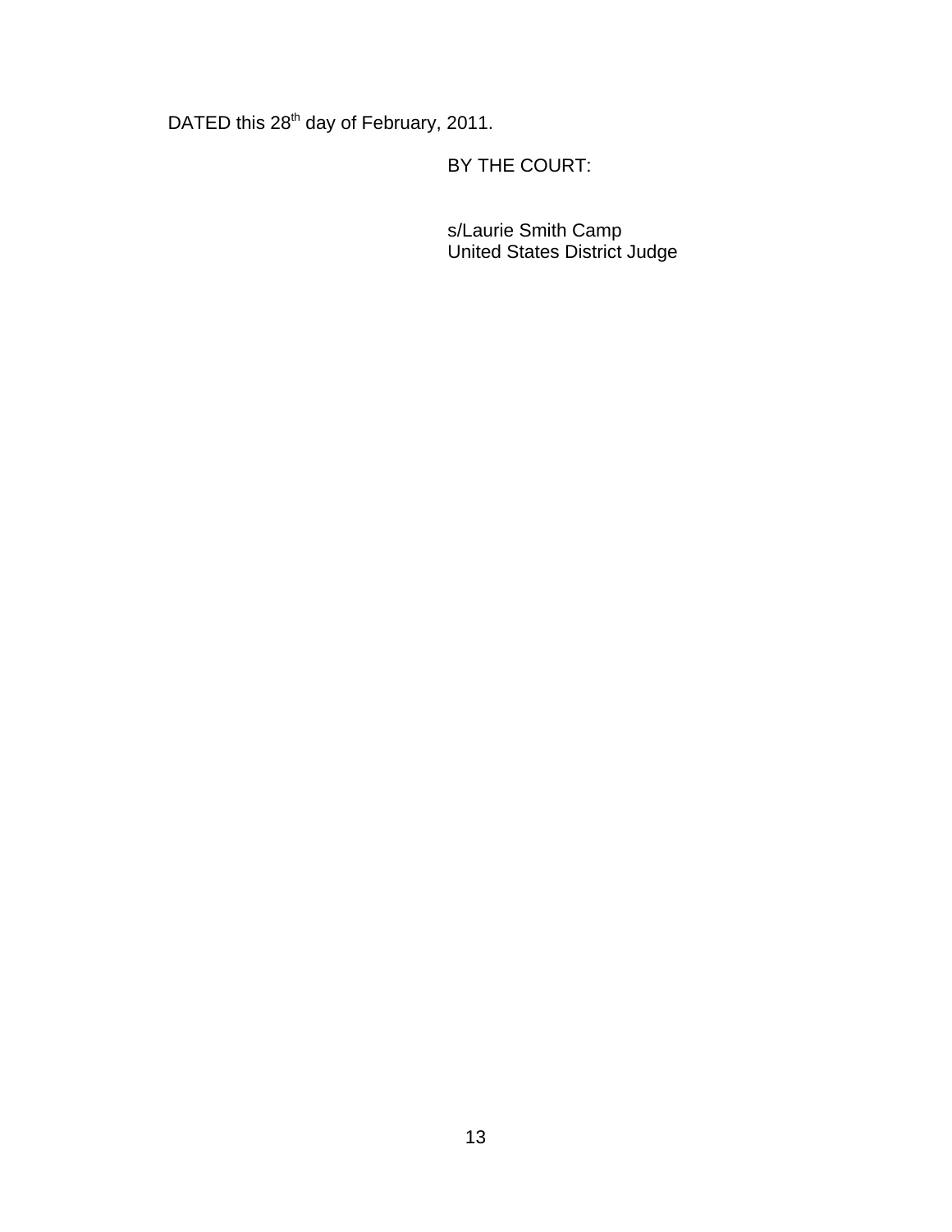DATED this 28th day of February, 2011.

BY THE COURT:

s/Laurie Smith Camp
United States District Judge